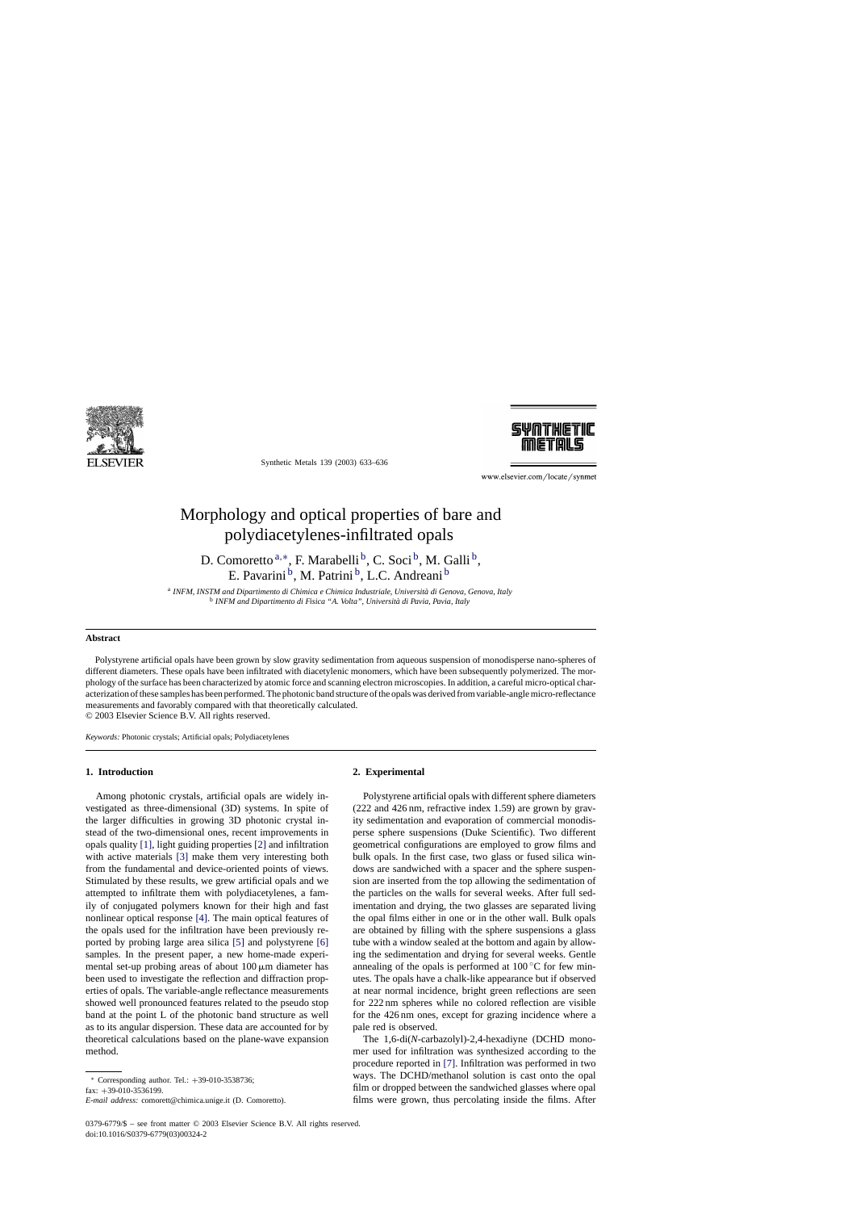# Morphology and optical properties of bare and polydiacetylenes-infiltrated opals

D. Comoretto [a,*], F. Marabelli [b], C. Soci [b], M. Galli [b], E. Pavarini [b], M. Patrini [b], L.C. Andreani [b]

[a] *INFM, INSTM and Dipartimento di Chimica e Chimica Industriale, Università di Genova, Genova, Italy*
[b] *INFM and Dipartimento di Fisica "A. Volta", Università di Pavia, Pavia, Italy*

## Abstract

Polystyrene artificial opals have been grown by slow gravity sedimentation from aqueous suspension of monodisperse nano-spheres of different diameters. These opals have been infiltrated with diacetylenic monomers, which have been subsequently polymerized. The morphology of the surface has been characterized by atomic force and scanning electron microscopies. In addition, a careful micro-optical characterization of these samples has been performed. The photonic band structure of the opals was derived from variable-angle micro-reflectance measurements and favorably compared with that theoretically calculated.

© 2003 Elsevier Science B.V. All rights reserved.

*Keywords:* Photonic crystals; Artificial opals; Polydiacetylenes

## 1. Introduction

Among photonic crystals, artificial opals are widely investigated as three-dimensional (3D) systems. In spite of the larger difficulties in growing 3D photonic crystal instead of the two-dimensional ones, recent improvements in opals quality [1], light guiding properties [2] and infiltration with active materials [3] make them very interesting both from the fundamental and device-oriented points of views. Stimulated by these results, we grew artificial opals and we attempted to infiltrate them with polydiacetylenes, a family of conjugated polymers known for their high and fast nonlinear optical response [4]. The main optical features of the opals used for the infiltration have been previously reported by probing large area silica [5] and polystyrene [6] samples. In the present paper, a new home-made experimental set-up probing areas of about 100 μm diameter has been used to investigate the reflection and diffraction properties of opals. The variable-angle reflectance measurements showed well pronounced features related to the pseudo stop band at the point L of the photonic band structure as well as to its angular dispersion. These data are accounted for by theoretical calculations based on the plane-wave expansion method.

## 2. Experimental

Polystyrene artificial opals with different sphere diameters (222 and 426 nm, refractive index 1.59) are grown by gravity sedimentation and evaporation of commercial monodisperse sphere suspensions (Duke Scientific). Two different geometrical configurations are employed to grow films and bulk opals. In the first case, two glass or fused silica windows are sandwiched with a spacer and the sphere suspension are inserted from the top allowing the sedimentation of the particles on the walls for several weeks. After full sedimentation and drying, the two glasses are separated living the opal films either in one or in the other wall. Bulk opals are obtained by filling with the sphere suspensions a glass tube with a window sealed at the bottom and again by allowing the sedimentation and drying for several weeks. Gentle annealing of the opals is performed at 100 °C for few minutes. The opals have a chalk-like appearance but if observed at near normal incidence, bright green reflections are seen for 222 nm spheres while no colored reflection are visible for the 426 nm ones, except for grazing incidence where a pale red is observed.

The 1,6-di(*N*-carbazolyl)-2,4-hexadiyne (DCHD monomer used for infiltration was synthesized according to the procedure reported in [7]. Infiltration was performed in two ways. The DCHD/methanol solution is cast onto the opal film or dropped between the sandwiched glasses where opal films were grown, thus percolating inside the films. After

\* Corresponding author. Tel.: +39-010-3538736;
fax: +39-010-3536199.
*E-mail address:* comorett@chimica.unige.it (D. Comoretto).

0379-6779/$ – see front matter © 2003 Elsevier Science B.V. All rights reserved.
doi:10.1016/S0379-6779(03)00324-2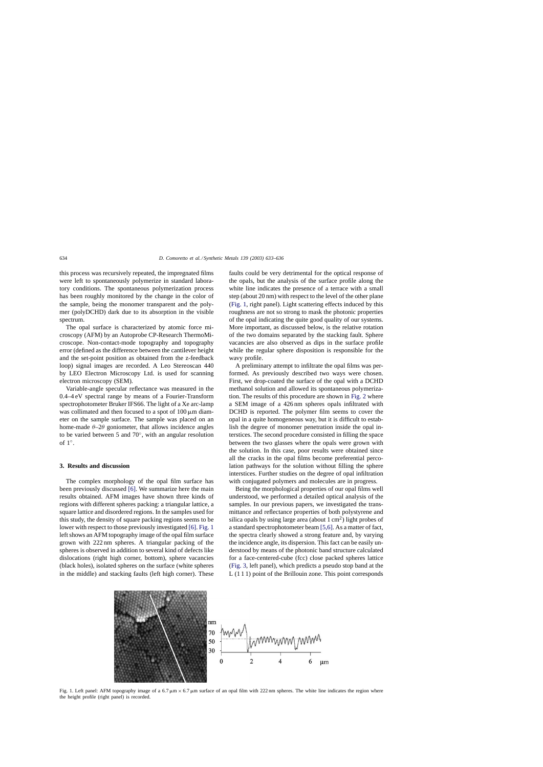this process was recursively repeated, the impregnated films were left to spontaneously polymerize in standard laboratory conditions. The spontaneous polymerization process has been roughly monitored by the change in the color of the sample, being the monomer transparent and the polymer (polyDCHD) dark due to its absorption in the visible spectrum.

The opal surface is characterized by atomic force microscopy (AFM) by an Autoprobe CP-Research ThermoMicroscope. Non-contact-mode topography and topography error (defined as the difference between the cantilever height and the set-point position as obtained from the z-feedback loop) signal images are recorded. A Leo Stereoscan 440 by LEO Electron Microscopy Ltd. is used for scanning electron microscopy (SEM).

Variable-angle specular reflectance was measured in the 0.4–4 eV spectral range by means of a Fourier-Transform spectrophotometer Bruker IFS66. The light of a Xe arc-lamp was collimated and then focused to a spot of 100 μm diameter on the sample surface. The sample was placed on an home-made $\theta$–$2\theta$ goniometer, that allows incidence angles to be varied between 5 and 70°, with an angular resolution of 1°.

## 3. Results and discussion

The complex morphology of the opal film surface has been previously discussed [6]. We summarize here the main results obtained. AFM images have shown three kinds of regions with different spheres packing: a triangular lattice, a square lattice and disordered regions. In the samples used for this study, the density of square packing regions seems to be lower with respect to those previously investigated [6]. Fig. 1 left shows an AFM topography image of the opal film surface grown with 222 nm spheres. A triangular packing of the spheres is observed in addition to several kind of defects like dislocations (right high corner, bottom), sphere vacancies (black holes), isolated spheres on the surface (white spheres in the middle) and stacking faults (left high corner). These faults could be very detrimental for the optical response of the opals, but the analysis of the surface profile along the white line indicates the presence of a terrace with a small step (about 20 nm) with respect to the level of the other plane (Fig. 1, right panel). Light scattering effects induced by this roughness are not so strong to mask the photonic properties of the opal indicating the quite good quality of our systems. More important, as discussed below, is the relative rotation of the two domains separated by the stacking fault. Sphere vacancies are also observed as dips in the surface profile while the regular sphere disposition is responsible for the wavy profile.

A preliminary attempt to infiltrate the opal films was performed. As previously described two ways were chosen. First, we drop-coated the surface of the opal with a DCHD methanol solution and allowed its spontaneous polymerization. The results of this procedure are shown in Fig. 2 where a SEM image of a 426 nm spheres opals infiltrated with DCHD is reported. The polymer film seems to cover the opal in a quite homogeneous way, but it is difficult to establish the degree of monomer penetration inside the opal interstices. The second procedure consisted in filling the space between the two glasses where the opals were grown with the solution. In this case, poor results were obtained since all the cracks in the opal films become preferential percolation pathways for the solution without filling the sphere interstices. Further studies on the degree of opal infiltration with conjugated polymers and molecules are in progress.

Being the morphological properties of our opal films well understood, we performed a detailed optical analysis of the samples. In our previous papers, we investigated the transmittance and reflectance properties of both polystyrene and silica opals by using large area (about 1 $cm^2$) light probes of a standard spectrophotometer beam [5,6]. As a matter of fact, the spectra clearly showed a strong feature and, by varying the incidence angle, its dispersion. This fact can be easily understood by means of the photonic band structure calculated for a face-centered-cube (fcc) close packed spheres lattice (Fig. 3, left panel), which predicts a pseudo stop band at the L (1 1 1) point of the Brillouin zone. This point corresponds

Fig. 1. Left panel: AFM topography image of a 6.7 μm × 6.7 μm surface of an opal film with 222 nm spheres. The white line indicates the region where the height profile (right panel) is recorded.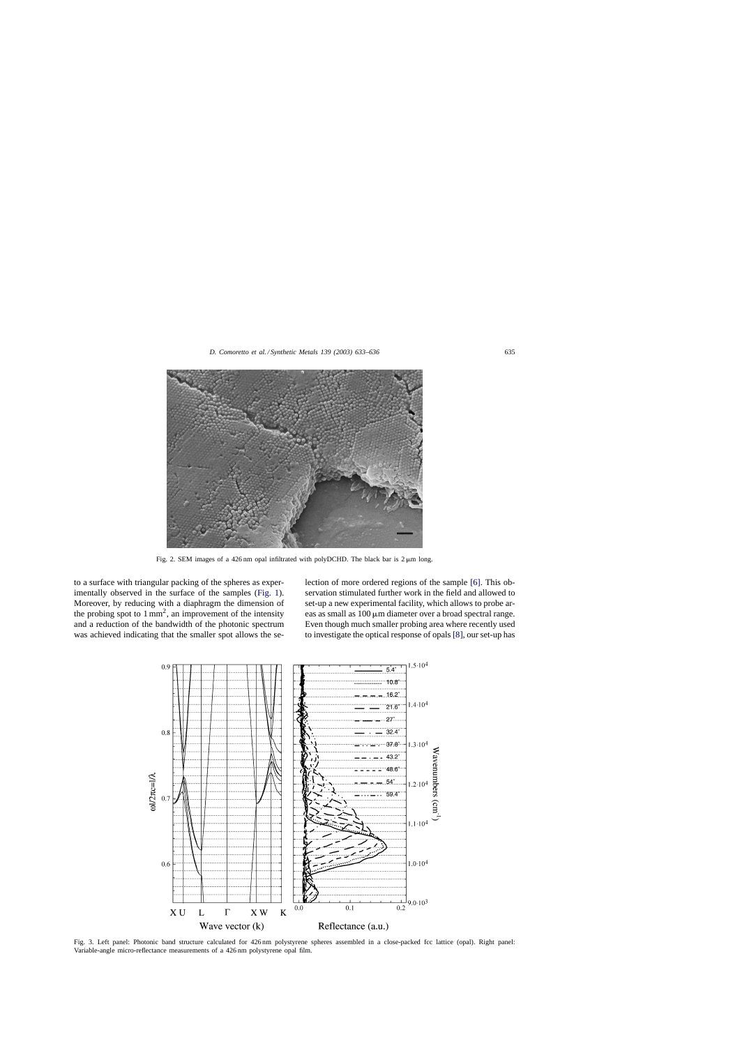Fig. 2. SEM images of a 426 nm opal infiltrated with polyDCHD. The black bar is 2 μm long.

to a surface with triangular packing of the spheres as experimentally observed in the surface of the samples (Fig. 1). Moreover, by reducing with a diaphragm the dimension of the probing spot to 1 mm$^2$, an improvement of the intensity and a reduction of the bandwidth of the photonic spectrum was achieved indicating that the smaller spot allows the selection of more ordered regions of the sample [6]. This observation stimulated further work in the field and allowed to set-up a new experimental facility, which allows to probe areas as small as 100 μm diameter over a broad spectral range. Even though much smaller probing area where recently used to investigate the optical response of opals [8], our set-up has

Fig. 3. Left panel: Photonic band structure calculated for 426 nm polystyrene spheres assembled in a close-packed fcc lattice (opal). Right panel: Variable-angle micro-reflectance measurements of a 426 nm polystyrene opal film.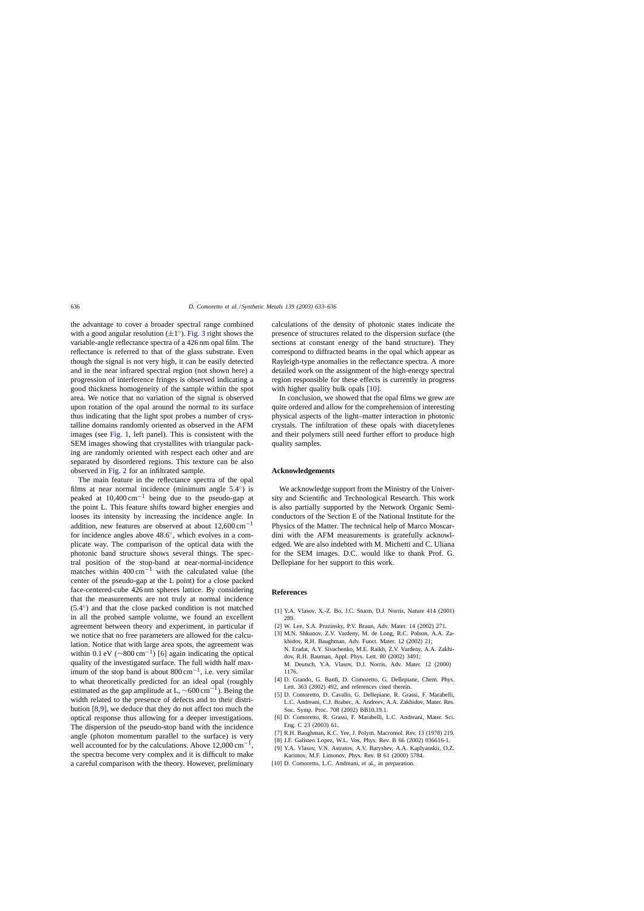the advantage to cover a broader spectral range combined with a good angular resolution ($\pm 1^{\circ}$). Fig. 3 right shows the variable-angle reflectance spectra of a 426 nm opal film. The reflectance is referred to that of the glass substrate. Even though the signal is not very high, it can be easily detected and in the near infrared spectral region (not shown here) a progression of interference fringes is observed indicating a good thickness homogeneity of the sample within the spot area. We notice that no variation of the signal is observed upon rotation of the opal around the normal to its surface thus indicating that the light spot probes a number of crystalline domains randomly oriented as observed in the AFM images (see Fig. 1, left panel). This is consistent with the SEM images showing that crystallites with triangular packing are randomly oriented with respect each other and are separated by disordered regions. This texture can be also observed in Fig. 2 for an infiltrated sample.

The main feature in the reflectance spectra of the opal films at near normal incidence (minimum angle $5.4^{\circ}$) is peaked at $10{,}400\,\text{cm}^{-1}$ being due to the pseudo-gap at the point L. This feature shifts toward higher energies and looses its intensity by increasing the incidence angle. In addition, new features are observed at about $12{,}600\,\text{cm}^{-1}$ for incidence angles above $48.6^{\circ}$, which evolves in a complicate way. The comparison of the optical data with the photonic band structure shows several things. The spectral position of the stop-band at near-normal-incidence matches within $400\,\text{cm}^{-1}$ with the calculated value (the center of the pseudo-gap at the L point) for a close packed face-centered-cube 426 nm spheres lattice. By considering that the measurements are not truly at normal incidence ($5.4^{\circ}$) and that the close packed condition is not matched in all the probed sample volume, we found an excellent agreement between theory and experiment, in particular if we notice that no free parameters are allowed for the calculation. Notice that with large area spots, the agreement was within 0.1 eV ($\sim 800\,\text{cm}^{-1}$) [6] again indicating the optical quality of the investigated surface. The full width half maximum of the stop band is about $800\,\text{cm}^{-1}$, i.e. very similar to what theoretically predicted for an ideal opal (roughly estimated as the gap amplitude at L, $\sim 600\,\text{cm}^{-1}$). Being the width related to the presence of defects and to their distribution [8,9], we deduce that they do not affect too much the optical response thus allowing for a deeper investigations. The dispersion of the pseudo-stop band with the incidence angle (photon momentum parallel to the surface) is very well accounted for by the calculations. Above $12{,}000\,\text{cm}^{-1}$, the spectra become very complex and it is difficult to make a careful comparison with the theory. However, preliminary calculations of the density of photonic states indicate the presence of structures related to the dispersion surface (the sections at constant energy of the band structure). They correspond to diffracted beams in the opal which appear as Rayleigh-type anomalies in the reflectance spectra. A more detailed work on the assignment of the high-energy spectral region responsible for these effects is currently in progress with higher quality bulk opals [10].

In conclusion, we showed that the opal films we grew are quite ordered and allow for the comprehension of interesting physical aspects of the light–matter interaction in photonic crystals. The infiltration of these opals with diacetylenes and their polymers still need further effort to produce high quality samples.

## Acknowledgements

We acknowledge support from the Ministry of the University and Scientific and Technological Research. This work is also partially supported by the Network Organic Semiconductors of the Section E of the National Institute for the Physics of the Matter. The technical help of Marco Moscardini with the AFM measurements is gratefully acknowledged. We are also indebted with M. Michetti and C. Uliana for the SEM images. D.C. would like to thank Prof. G. Dellepiane for her support to this work.

## References

[1] Y.A. Vlasov, X.-Z. Bo, J.C. Sturm, D.J. Norris, Nature 414 (2001) 289.

[2] W. Lee, S.A. Pruzinsky, P.V. Braun, Adv. Mater. 14 (2002) 271.

[3] M.N. Shkunov, Z.V. Vardeny, M. de Long, R.C. Polson, A.A. Zakhidov, R.H. Baughman, Adv. Funct. Mater. 12 (2002) 21;
N. Eradat, A.Y. Sivachenko, M.E. Raikh, Z.V. Vardeny, A.A. Zakhidov, R.H. Bauman, Appl. Phys. Lett. 80 (2002) 3491;
M. Deutsch, Y.A. Vlasov, D.J. Norris, Adv. Mater. 12 (2000) 1176.

[4] D. Grando, G. Banfi, D. Comoretto, G. Dellepiane, Chem. Phys. Lett. 363 (2002) 492, and references cited therein.

[5] D. Comoretto, D. Cavallo, G. Dellepiane, R. Grassi, F. Marabelli, L.C. Andreani, C.J. Brabec, A. Andreev, A.A. Zakhidov, Mater. Res. Soc. Symp. Proc. 708 (2002) BB10.19.1.

[6] D. Comoretto, R. Grassi, F. Marabelli, L.C. Andreani, Mater. Sci. Eng. C 23 (2003) 61.

[7] R.H. Baughman, K.C. Yee, J. Polym. Macromol. Rev. 13 (1978) 219.

[8] J.F. Galisteo Lopez, W.L. Vos, Phys. Rev. B 66 (2002) 036616-1.

[9] Y.A. Vlasov, V.N. Astratov, A.V. Baryshev, A.A. Kaplyanskii, O.Z. Karimov, M.F. Limonov, Phys. Rev. B 61 (2000) 5784.

[10] D. Comoretto, L.C. Andreani, et al., in preparation.